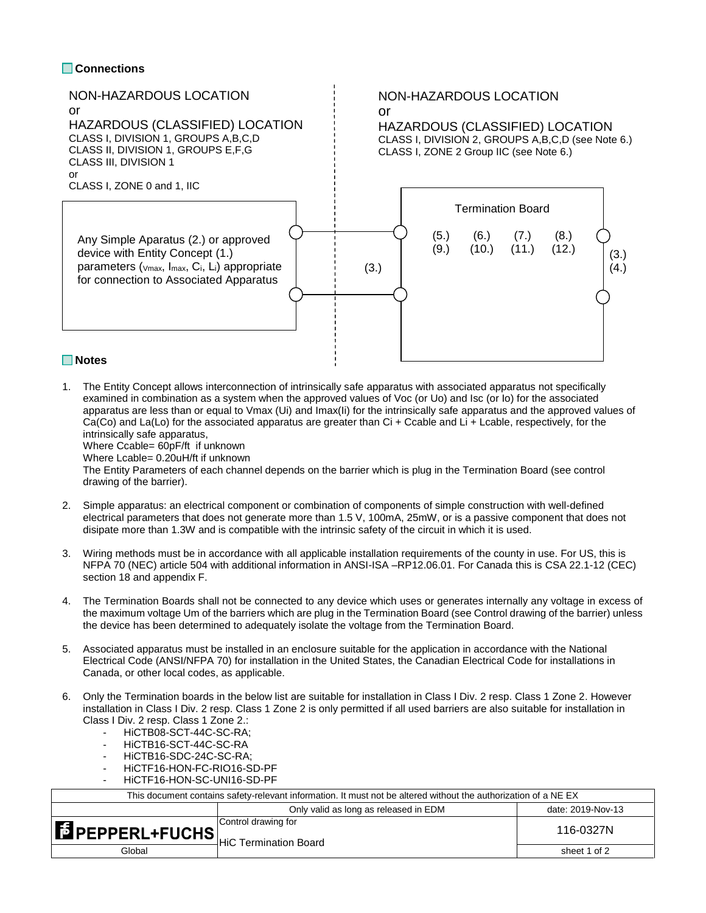## Connections

NON-HAZARDOUS LOCATION
or
HAZARDOUS (CLASSIFIED) LOCATION
CLASS I, DIVISION 1, GROUPS A,B,C,D
CLASS II, DIVISION 1, GROUPS E,F,G
CLASS III, DIVISION 1
or
CLASS I, ZONE 0 and 1, IIC

Any Simple Aparatus (2.) or approved device with Entity Concept (1.) parameters ($V_{max}$, $I_{max}$, $C_i$, $L_i$) appropriate for connection to Associated Apparatus

(3.)

NON-HAZARDOUS LOCATION
or
HAZARDOUS (CLASSIFIED) LOCATION
CLASS I, DIVISION 2, GROUPS A,B,C,D (see Note 6.)
CLASS I, ZONE 2 Group IIC (see Note 6.)

Termination Board

(5.) (6.) (7.) (8.)
(9.) (10.) (11.) (12.)

(3.)
(4.)

## Notes

1. The Entity Concept allows interconnection of intrinsically safe apparatus with associated apparatus not specifically examined in combination as a system when the approved values of Voc (or Uo) and Isc (or Io) for the associated apparatus are less than or equal to Vmax (Ui) and Imax(Ii) for the intrinsically safe apparatus and the approved values of Ca(Co) and La(Lo) for the associated apparatus are greater than Ci + Ccable and Li + Lcable, respectively, for the intrinsically safe apparatus,
   Where Ccable= 60pF/ft if unknown
   Where Lcable= 0.20uH/ft if unknown
   The Entity Parameters of each channel depends on the barrier which is plug in the Termination Board (see control drawing of the barrier).

2. Simple apparatus: an electrical component or combination of components of simple construction with well-defined electrical parameters that does not generate more than 1.5 V, 100mA, 25mW, or is a passive component that does not disipate more than 1.3W and is compatible with the intrinsic safety of the circuit in which it is used.

3. Wiring methods must be in accordance with all applicable installation requirements of the county in use. For US, this is NFPA 70 (NEC) article 504 with additional information in ANSI-ISA –RP12.06.01. For Canada this is CSA 22.1-12 (CEC) section 18 and appendix F.

4. The Termination Boards shall not be connected to any device which uses or generates internally any voltage in excess of the maximum voltage Um of the barriers which are plug in the Termination Board (see Control drawing of the barrier) unless the device has been determined to adequately isolate the voltage from the Termination Board.

5. Associated apparatus must be installed in an enclosure suitable for the application in accordance with the National Electrical Code (ANSI/NFPA 70) for installation in the United States, the Canadian Electrical Code for installations in Canada, or other local codes, as applicable.

6. Only the Termination boards in the below list are suitable for installation in Class I Div. 2 resp. Class 1 Zone 2. However installation in Class I Div. 2 resp. Class 1 Zone 2 is only permitted if all used barriers are also suitable for installation in Class I Div. 2 resp. Class 1 Zone 2.:
   - HiCTB08-SCT-44C-SC-RA;
   - HiCTB16-SCT-44C-SC-RA
   - HiCTB16-SDC-24C-SC-RA;
   - HiCTF16-HON-FC-RIO16-SD-PF
   - HiCTF16-HON-SC-UNI16-SD-PF

| This document contains safety-relevant information. It must not be altered without the authorization of a NE EX | | |
|---|---|---|
| | Only valid as long as released in EDM | date: 2019-Nov-13 |
| PEPPERL+FUCHS | Control drawing for HiC Termination Board | 116-0327N |
| Global | | sheet 1 of 2 |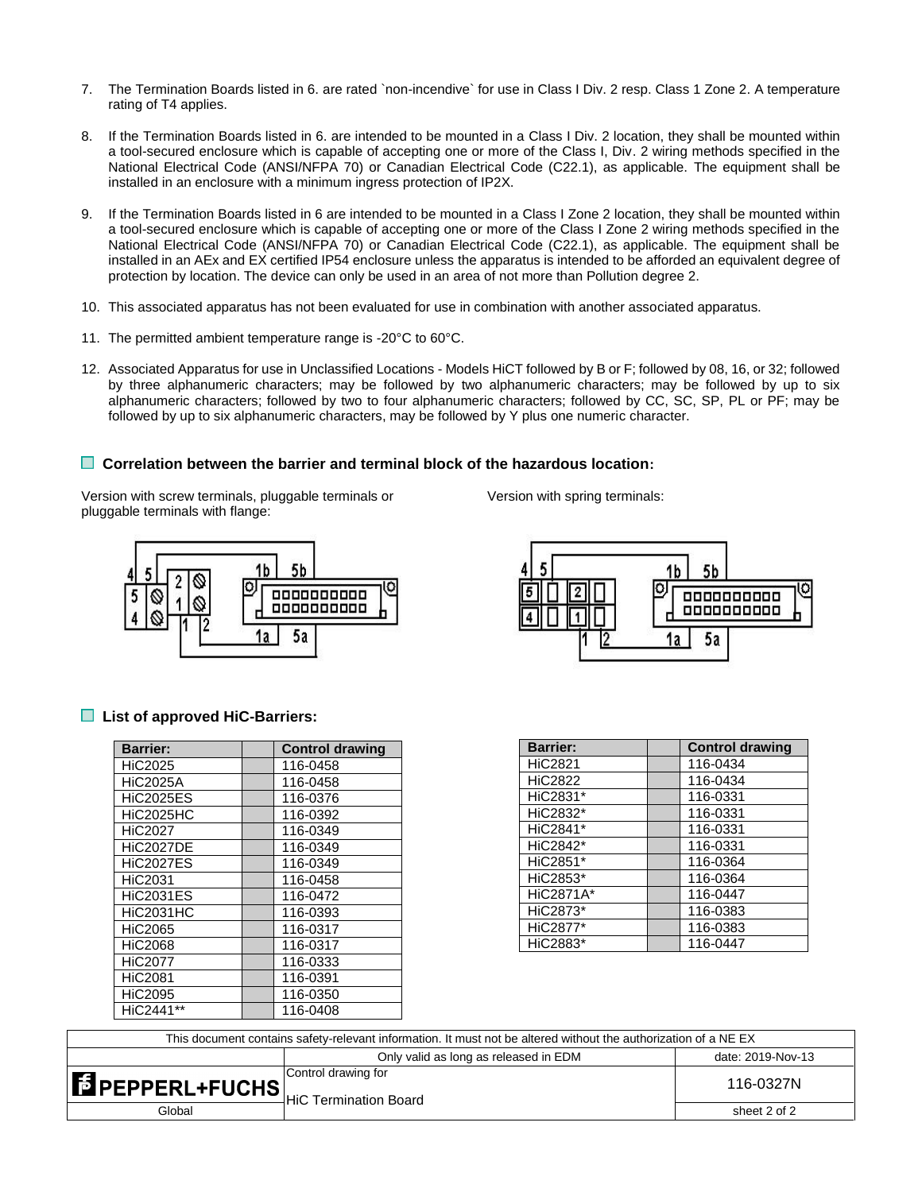7. The Termination Boards listed in 6. are rated `non-incendive` for use in Class I Div. 2 resp. Class 1 Zone 2. A temperature rating of T4 applies.

8. If the Termination Boards listed in 6. are intended to be mounted in a Class I Div. 2 location, they shall be mounted within a tool-secured enclosure which is capable of accepting one or more of the Class I, Div. 2 wiring methods specified in the National Electrical Code (ANSI/NFPA 70) or Canadian Electrical Code (C22.1), as applicable. The equipment shall be installed in an enclosure with a minimum ingress protection of IP2X.

9. If the Termination Boards listed in 6 are intended to be mounted in a Class I Zone 2 location, they shall be mounted within a tool-secured enclosure which is capable of accepting one or more of the Class I Zone 2 wiring methods specified in the National Electrical Code (ANSI/NFPA 70) or Canadian Electrical Code (C22.1), as applicable. The equipment shall be installed in an AEx and EX certified IP54 enclosure unless the apparatus is intended to be afforded an equivalent degree of protection by location. The device can only be used in an area of not more than Pollution degree 2.

10. This associated apparatus has not been evaluated for use in combination with another associated apparatus.

11. The permitted ambient temperature range is -20°C to 60°C.

12. Associated Apparatus for use in Unclassified Locations - Models HiCT followed by B or F; followed by 08, 16, or 32; followed by three alphanumeric characters; may be followed by two alphanumeric characters; may be followed by up to six alphanumeric characters; followed by two to four alphanumeric characters; followed by CC, SC, SP, PL or PF; may be followed by up to six alphanumeric characters, may be followed by Y plus one numeric character.

## Correlation between the barrier and terminal block of the hazardous location:

Version with screw terminals, pluggable terminals or pluggable terminals with flange:

4 5 2 5 1 4 1 2 1b 5b 1a 5a

Version with spring terminals:

4 5 5 2 4 1 1 2 1b 5b 1a 5a

## List of approved HiC-Barriers:

| Barrier: | | Control drawing |
|---|---|---|
| HiC2025 | | 116-0458 |
| HiC2025A | | 116-0458 |
| HiC2025ES | | 116-0376 |
| HiC2025HC | | 116-0392 |
| HiC2027 | | 116-0349 |
| HiC2027DE | | 116-0349 |
| HiC2027ES | | 116-0349 |
| HiC2031 | | 116-0458 |
| HiC2031ES | | 116-0472 |
| HiC2031HC | | 116-0393 |
| HiC2065 | | 116-0317 |
| HiC2068 | | 116-0317 |
| HiC2077 | | 116-0333 |
| HiC2081 | | 116-0391 |
| HiC2095 | | 116-0350 |
| HiC2441** | | 116-0408 |

| Barrier: | | Control drawing |
|---|---|---|
| HiC2821 | | 116-0434 |
| HiC2822 | | 116-0434 |
| HiC2831* | | 116-0331 |
| HiC2832* | | 116-0331 |
| HiC2841* | | 116-0331 |
| HiC2842* | | 116-0331 |
| HiC2851* | | 116-0364 |
| HiC2853* | | 116-0364 |
| HiC2871A* | | 116-0447 |
| HiC2873* | | 116-0383 |
| HiC2877* | | 116-0383 |
| HiC2883* | | 116-0447 |

| This document contains safety-relevant information. It must not be altered without the authorization of a NE EX | | |
|---|---|---|
| | Only valid as long as released in EDM | date: 2019-Nov-13 |
| PEPPERL+FUCHS | Control drawing for HiC Termination Board | 116-0327N |
| Global | | sheet 2 of 2 |